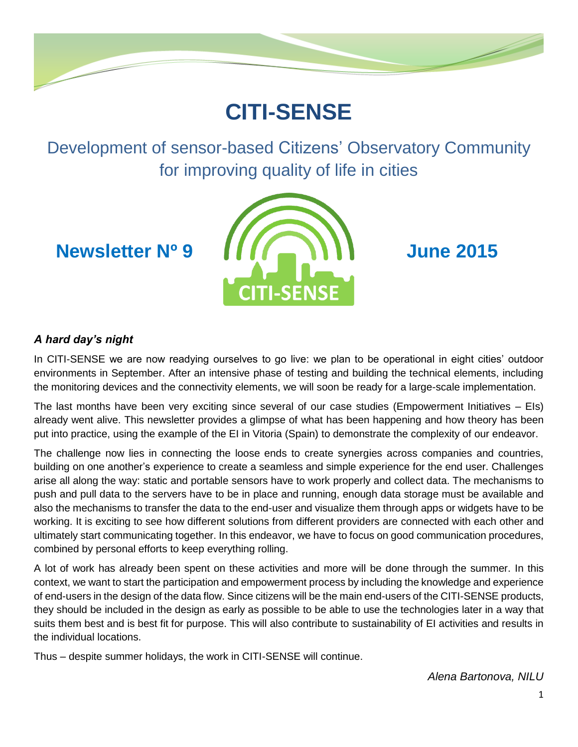# CITI-SENSE

## Development of sensor-based Citizens' Observatory Community for improving quality of life in cities

**Newsletter Nº 9** **June 2015**

### *A hard day's night*

In CITI-SENSE we are now readying ourselves to go live: we plan to be operational in eight cities' outdoor environments in September. After an intensive phase of testing and building the technical elements, including the monitoring devices and the connectivity elements, we will soon be ready for a large-scale implementation.

The last months have been very exciting since several of our case studies (Empowerment Initiatives – EIs) already went alive. This newsletter provides a glimpse of what has been happening and how theory has been put into practice, using the example of the EI in Vitoria (Spain) to demonstrate the complexity of our endeavor.

The challenge now lies in connecting the loose ends to create synergies across companies and countries, building on one another's experience to create a seamless and simple experience for the end user. Challenges arise all along the way: static and portable sensors have to work properly and collect data. The mechanisms to push and pull data to the servers have to be in place and running, enough data storage must be available and also the mechanisms to transfer the data to the end-user and visualize them through apps or widgets have to be working. It is exciting to see how different solutions from different providers are connected with each other and ultimately start communicating together. In this endeavor, we have to focus on good communication procedures, combined by personal efforts to keep everything rolling.

A lot of work has already been spent on these activities and more will be done through the summer. In this context, we want to start the participation and empowerment process by including the knowledge and experience of end-users in the design of the data flow. Since citizens will be the main end-users of the CITI-SENSE products, they should be included in the design as early as possible to be able to use the technologies later in a way that suits them best and is best fit for purpose. This will also contribute to sustainability of EI activities and results in the individual locations.

Thus – despite summer holidays, the work in CITI-SENSE will continue.

*Alena Bartonova, NILU*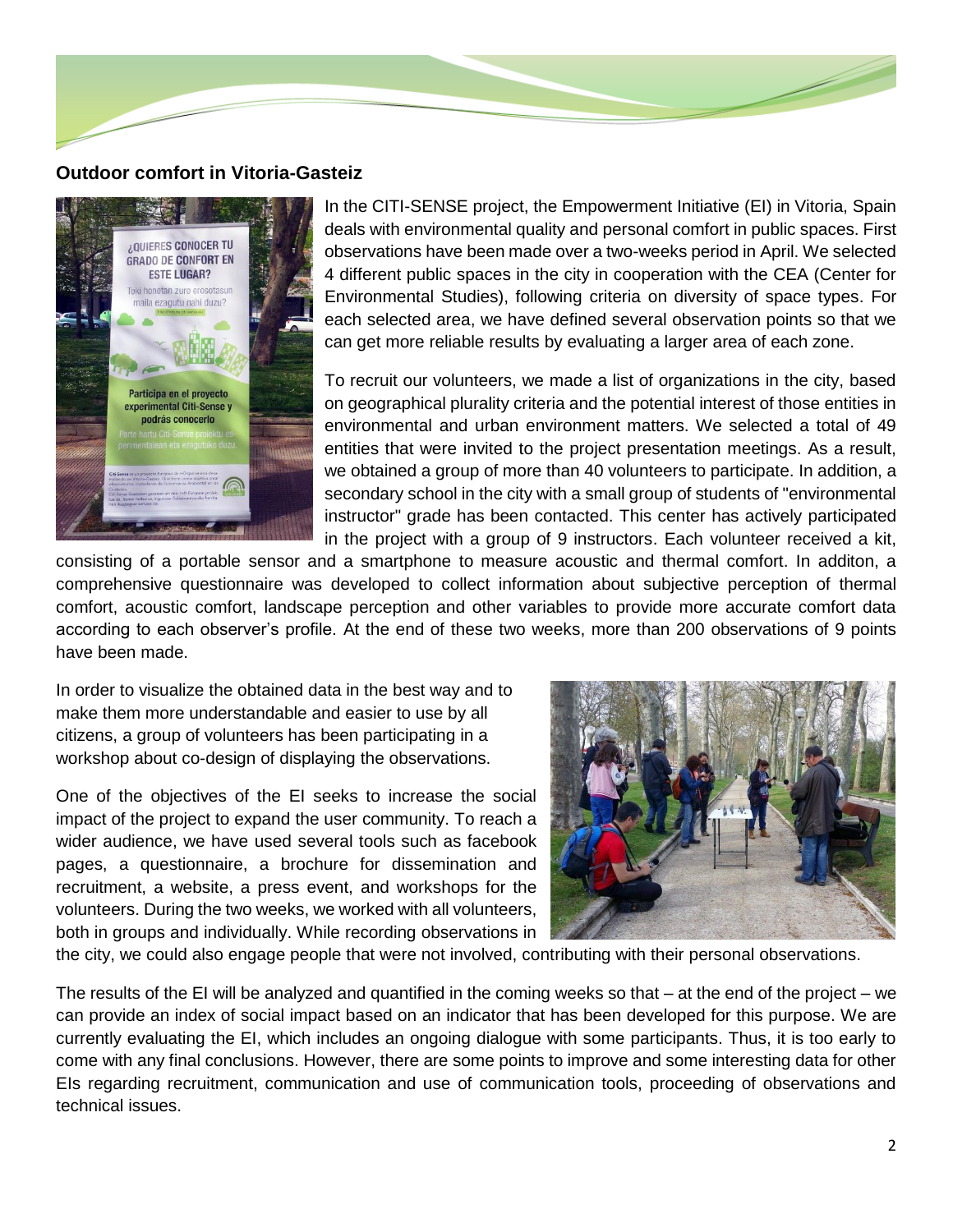## Outdoor comfort in Vitoria-Gasteiz

In the CITI-SENSE project, the Empowerment Initiative (EI) in Vitoria, Spain deals with environmental quality and personal comfort in public spaces. First observations have been made over a two-weeks period in April. We selected 4 different public spaces in the city in cooperation with the CEA (Center for Environmental Studies), following criteria on diversity of space types. For each selected area, we have defined several observation points so that we can get more reliable results by evaluating a larger area of each zone.

To recruit our volunteers, we made a list of organizations in the city, based on geographical plurality criteria and the potential interest of those entities in environmental and urban environment matters. We selected a total of 49 entities that were invited to the project presentation meetings. As a result, we obtained a group of more than 40 volunteers to participate. In addition, a secondary school in the city with a small group of students of "environmental instructor" grade has been contacted. This center has actively participated in the project with a group of 9 instructors. Each volunteer received a kit, consisting of a portable sensor and a smartphone to measure acoustic and thermal comfort. In additon, a comprehensive questionnaire was developed to collect information about subjective perception of thermal comfort, acoustic comfort, landscape perception and other variables to provide more accurate comfort data according to each observer's profile. At the end of these two weeks, more than 200 observations of 9 points have been made.

In order to visualize the obtained data in the best way and to make them more understandable and easier to use by all citizens, a group of volunteers has been participating in a workshop about co-design of displaying the observations.

One of the objectives of the EI seeks to increase the social impact of the project to expand the user community. To reach a wider audience, we have used several tools such as facebook pages, a questionnaire, a brochure for dissemination and recruitment, a website, a press event, and workshops for the volunteers. During the two weeks, we worked with all volunteers, both in groups and individually. While recording observations in the city, we could also engage people that were not involved, contributing with their personal observations.

The results of the EI will be analyzed and quantified in the coming weeks so that – at the end of the project – we can provide an index of social impact based on an indicator that has been developed for this purpose. We are currently evaluating the EI, which includes an ongoing dialogue with some participants. Thus, it is too early to come with any final conclusions. However, there are some points to improve and some interesting data for other EIs regarding recruitment, communication and use of communication tools, proceeding of observations and technical issues.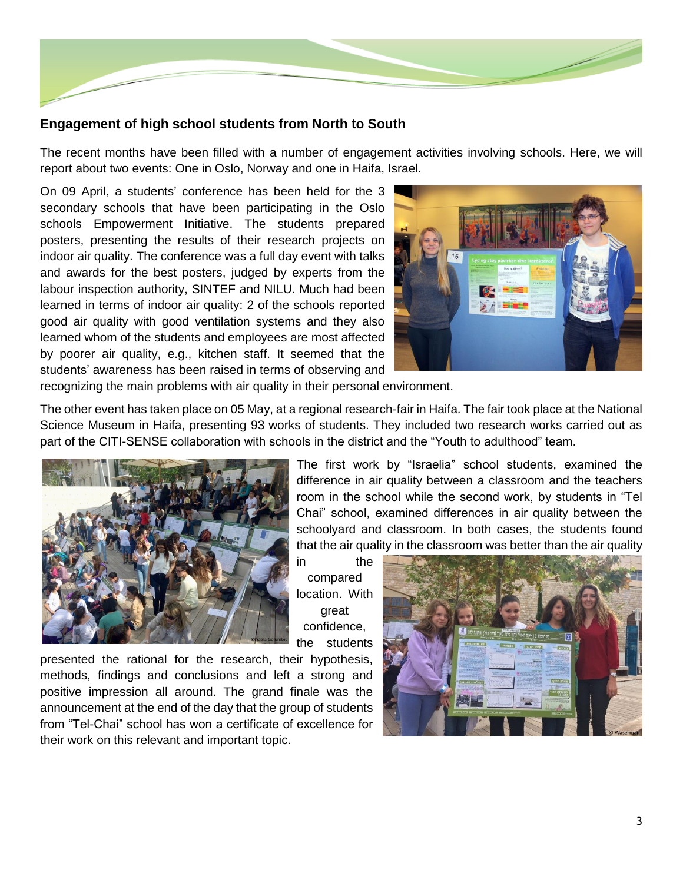## Engagement of high school students from North to South

The recent months have been filled with a number of engagement activities involving schools. Here, we will report about two events: One in Oslo, Norway and one in Haifa, Israel.

On 09 April, a students' conference has been held for the 3 secondary schools that have been participating in the Oslo schools Empowerment Initiative. The students prepared posters, presenting the results of their research projects on indoor air quality. The conference was a full day event with talks and awards for the best posters, judged by experts from the labour inspection authority, SINTEF and NILU. Much had been learned in terms of indoor air quality: 2 of the schools reported good air quality with good ventilation systems and they also learned whom of the students and employees are most affected by poorer air quality, e.g., kitchen staff. It seemed that the students' awareness has been raised in terms of observing and recognizing the main problems with air quality in their personal environment.

The other event has taken place on 05 May, at a regional research-fair in Haifa. The fair took place at the National Science Museum in Haifa, presenting 93 works of students. They included two research works carried out as part of the CITI-SENSE collaboration with schools in the district and the "Youth to adulthood" team.

The first work by "Israelia" school students, examined the difference in air quality between a classroom and the teachers room in the school while the second work, by students in "Tel Chai" school, examined differences in air quality between the schoolyard and classroom. In both cases, the students found that the air quality in the classroom was better than the air quality in the compared location. With great confidence, the students presented the rational for the research, their hypothesis, methods, findings and conclusions and left a strong and positive impression all around. The grand finale was the announcement at the end of the day that the group of students from "Tel-Chai" school has won a certificate of excellence for their work on this relevant and important topic.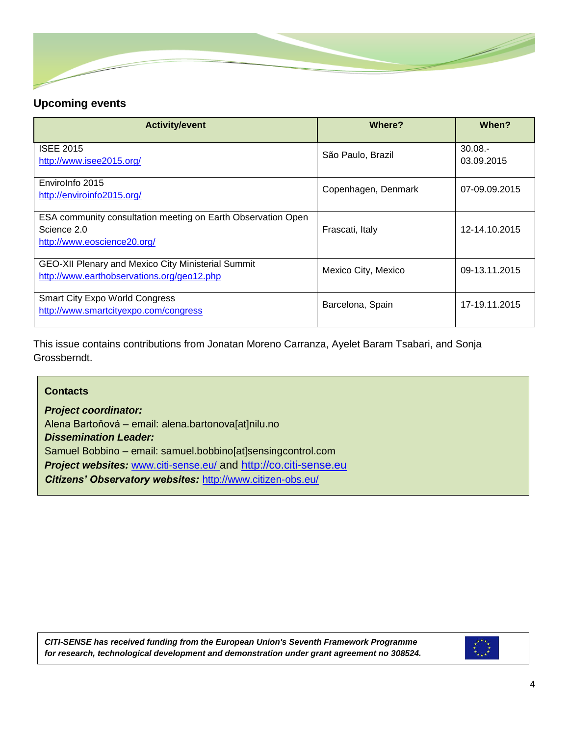## Upcoming events

| Activity/event | Where? | When? |
|---|---|---|
| ISEE 2015 http://www.isee2015.org/ | São Paulo, Brazil | 30.08.-03.09.2015 |
| EnviroInfo 2015 http://enviroinfo2015.org/ | Copenhagen, Denmark | 07-09.09.2015 |
| ESA community consultation meeting on Earth Observation Open Science 2.0 http://www.eoscience20.org/ | Frascati, Italy | 12-14.10.2015 |
| GEO-XII Plenary and Mexico City Ministerial Summit http://www.earthobservations.org/geo12.php | Mexico City, Mexico | 09-13.11.2015 |
| Smart City Expo World Congress http://www.smartcityexpo.com/congress | Barcelona, Spain | 17-19.11.2015 |

This issue contains contributions from Jonatan Moreno Carranza, Ayelet Baram Tsabari, and Sonja Grossberndt.

**Contacts**

***Project coordinator:***
Alena Bartoňová – email: alena.bartonova[at]nilu.no
***Dissemination Leader:***
Samuel Bobbino – email: samuel.bobbino[at]sensingcontrol.com
***Project websites:*** www.citi-sense.eu/ and http://co.citi-sense.eu
***Citizens' Observatory websites:*** http://www.citizen-obs.eu/

***CITI-SENSE has received funding from the European Union's Seventh Framework Programme for research, technological development and demonstration under grant agreement no 308524.***